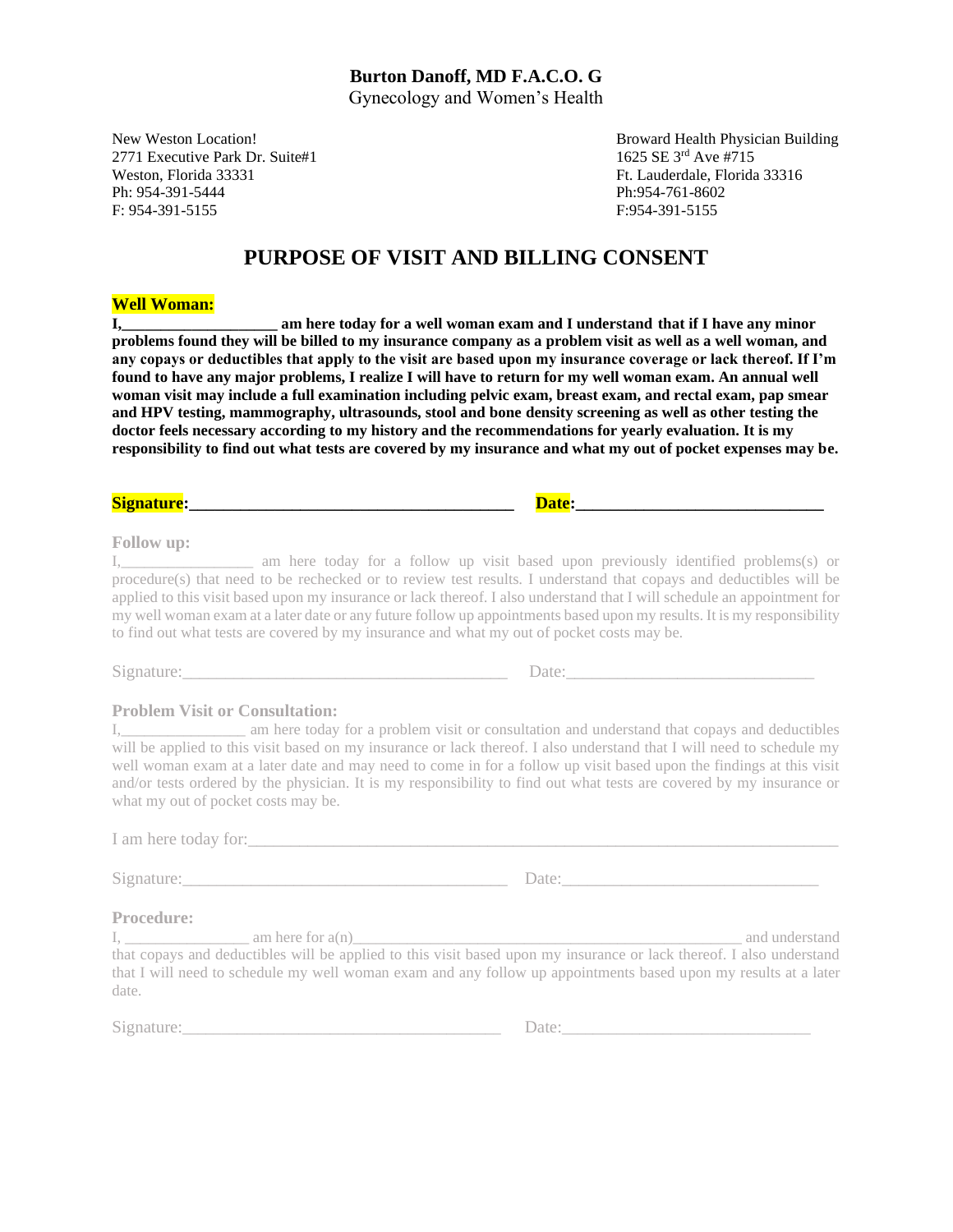**Burton Danoff, MD F.A.C.O. G**
Gynecology and Women's Health

New Weston Location!
2771 Executive Park Dr. Suite#1
Weston, Florida 33331
Ph: 954-391-5444
F: 954-391-5155

Broward Health Physician Building
1625 SE 3rd Ave #715
Ft. Lauderdale, Florida 33316
Ph:954-761-8602
F:954-391-5155

# PURPOSE OF VISIT AND BILLING CONSENT

**Well Woman:**

**I,____________________ am here today for a well woman exam and I understand that if I have any minor problems found they will be billed to my insurance company as a problem visit as well as a well woman, and any copays or deductibles that apply to the visit are based upon my insurance coverage or lack thereof. If I'm found to have any major problems, I realize I will have to return for my well woman exam. An annual well woman visit may include a full examination including pelvic exam, breast exam, and rectal exam, pap smear and HPV testing, mammography, ultrasounds, stool and bone density screening as well as other testing the doctor feels necessary according to my history and the recommendations for yearly evaluation. It is my responsibility to find out what tests are covered by my insurance and what my out of pocket expenses may be.**

**Signature:_____________________________________ Date:_____________________________**

**Follow up:**

I,________________ am here today for a follow up visit based upon previously identified problems(s) or procedure(s) that need to be rechecked or to review test results. I understand that copays and deductibles will be applied to this visit based upon my insurance or lack thereof. I also understand that I will schedule an appointment for my well woman exam at a later date or any future follow up appointments based upon my results. It is my responsibility to find out what tests are covered by my insurance and what my out of pocket costs may be.

Signature:_____________________________________ Date:_____________________________

**Problem Visit or Consultation:**

I,_______________ am here today for a problem visit or consultation and understand that copays and deductibles will be applied to this visit based on my insurance or lack thereof. I also understand that I will need to schedule my well woman exam at a later date and may need to come in for a follow up visit based upon the findings at this visit and/or tests ordered by the physician. It is my responsibility to find out what tests are covered by my insurance or what my out of pocket costs may be.

I am here today for:_____________________________________________________________________

Signature:_____________________________________ Date:_____________________________

**Procedure:**

I, _______________ am here for a(n)______________________________________________ and understand that copays and deductibles will be applied to this visit based upon my insurance or lack thereof. I also understand that I will need to schedule my well woman exam and any follow up appointments based upon my results at a later date.

Signature:_____________________________________ Date:_____________________________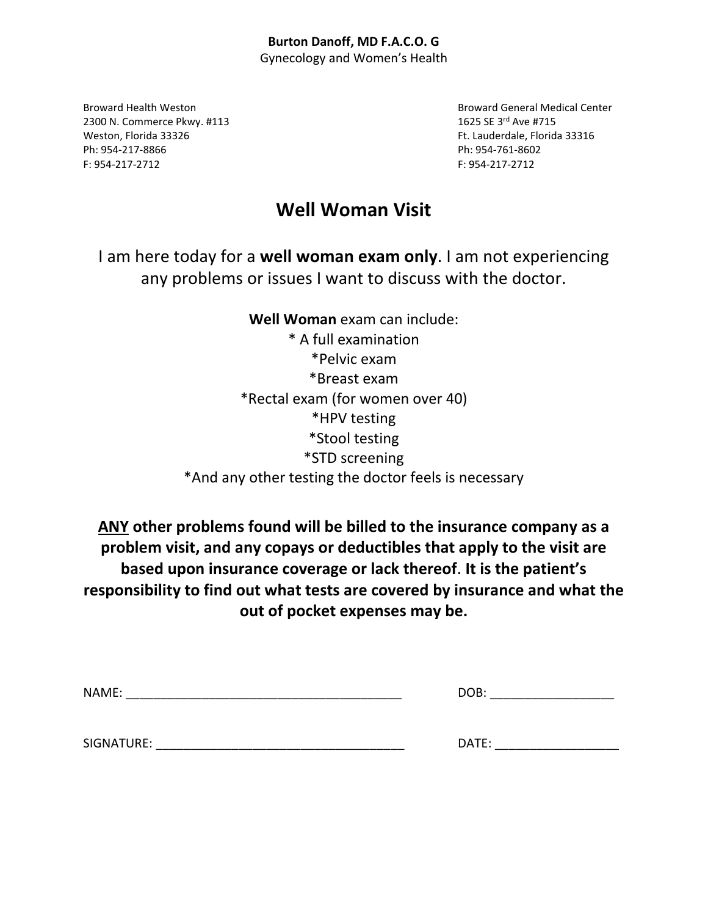**Burton Danoff, MD F.A.C.O. G**
Gynecology and Women's Health

Broward Health Weston
2300 N. Commerce Pkwy. #113
Weston, Florida 33326
Ph: 954-217-8866
F: 954-217-2712

Broward General Medical Center
1625 SE 3rd Ave #715
Ft. Lauderdale, Florida 33316
Ph: 954-761-8602
F: 954-217-2712

# Well Woman Visit

I am here today for a **well woman exam only**. I am not experiencing any problems or issues I want to discuss with the doctor.

**Well Woman** exam can include:
* A full examination
*Pelvic exam
*Breast exam
*Rectal exam (for women over 40)
*HPV testing
*Stool testing
*STD screening
*And any other testing the doctor feels is necessary

**ANY other problems found will be billed to the insurance company as a problem visit, and any copays or deductibles that apply to the visit are based upon insurance coverage or lack thereof. It is the patient's responsibility to find out what tests are covered by insurance and what the out of pocket expenses may be.**

NAME: _______________________________________ DOB: _________________

SIGNATURE: ___________________________________ DATE: _________________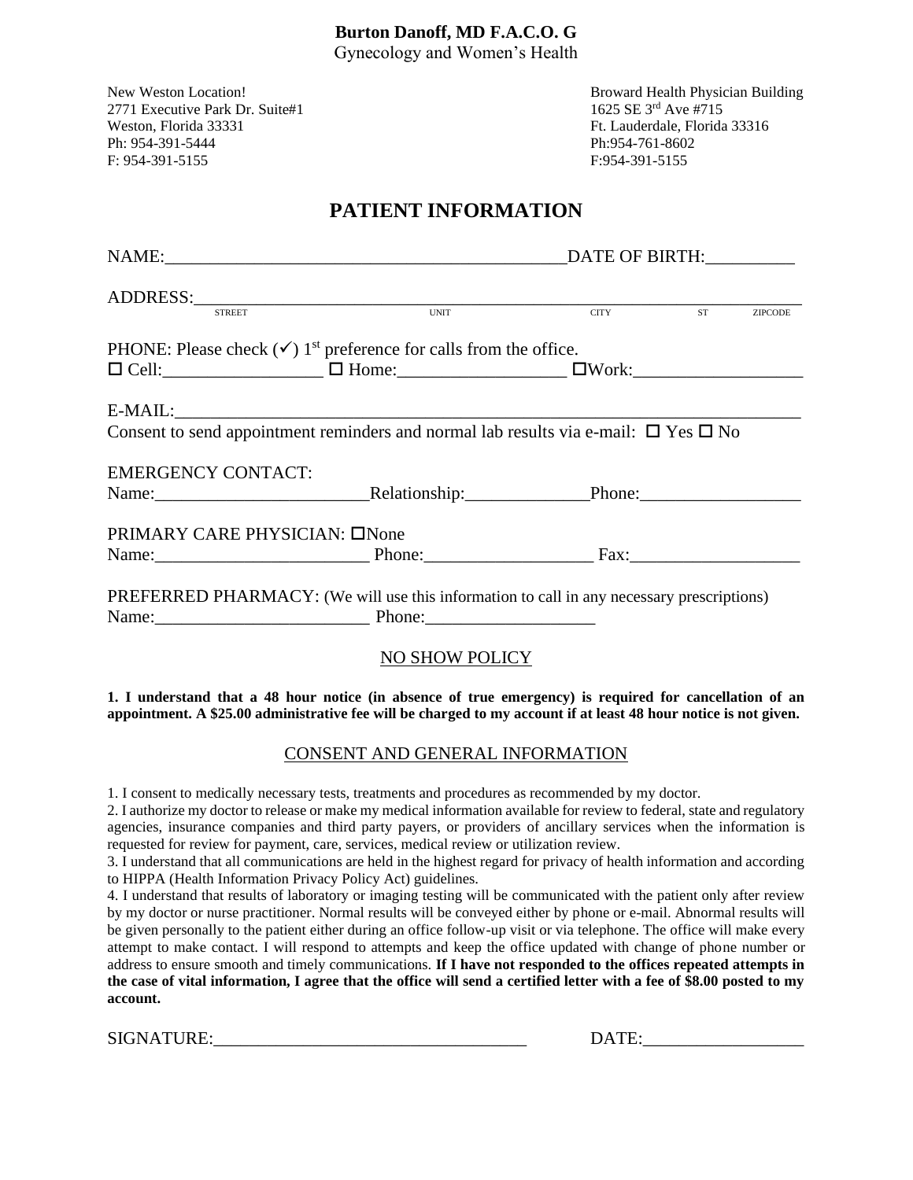**Burton Danoff, MD F.A.C.O. G**
Gynecology and Women's Health

New Weston Location!
2771 Executive Park Dr. Suite#1
Weston, Florida 33331
Ph: 954-391-5444
F: 954-391-5155

Broward Health Physician Building
1625 SE 3rd Ave #715
Ft. Lauderdale, Florida 33316
Ph:954-761-8602
F:954-391-5155

# PATIENT INFORMATION

NAME:_____________________________________________DATE OF BIRTH:__________

ADDRESS:_____________________________________________________________________
STREET UNIT CITY ST ZIPCODE

PHONE: Please check (✓) 1st preference for calls from the office.
☐ Cell:__________________ ☐ Home:___________________ ☐Work:___________________

E-MAIL:______________________________________________________________________
Consent to send appointment reminders and normal lab results via e-mail: ☐ Yes ☐ No

EMERGENCY CONTACT:
Name:________________________Relationship:______________Phone:__________________

PRIMARY CARE PHYSICIAN: ☐None
Name:________________________ Phone:___________________ Fax:___________________

PREFERRED PHARMACY: (We will use this information to call in any necessary prescriptions)
Name:________________________ Phone:___________________

## NO SHOW POLICY

**1. I understand that a 48 hour notice (in absence of true emergency) is required for cancellation of an appointment. A $25.00 administrative fee will be charged to my account if at least 48 hour notice is not given.**

## CONSENT AND GENERAL INFORMATION

1. I consent to medically necessary tests, treatments and procedures as recommended by my doctor.
2. I authorize my doctor to release or make my medical information available for review to federal, state and regulatory agencies, insurance companies and third party payers, or providers of ancillary services when the information is requested for review for payment, care, services, medical review or utilization review.
3. I understand that all communications are held in the highest regard for privacy of health information and according to HIPPA (Health Information Privacy Policy Act) guidelines.
4. I understand that results of laboratory or imaging testing will be communicated with the patient only after review by my doctor or nurse practitioner. Normal results will be conveyed either by phone or e-mail. Abnormal results will be given personally to the patient either during an office follow-up visit or via telephone. The office will make every attempt to make contact. I will respond to attempts and keep the office updated with change of phone number or address to ensure smooth and timely communications. **If I have not responded to the offices repeated attempts in the case of vital information, I agree that the office will send a certified letter with a fee of $8.00 posted to my account.**

SIGNATURE:___________________________________ DATE:__________________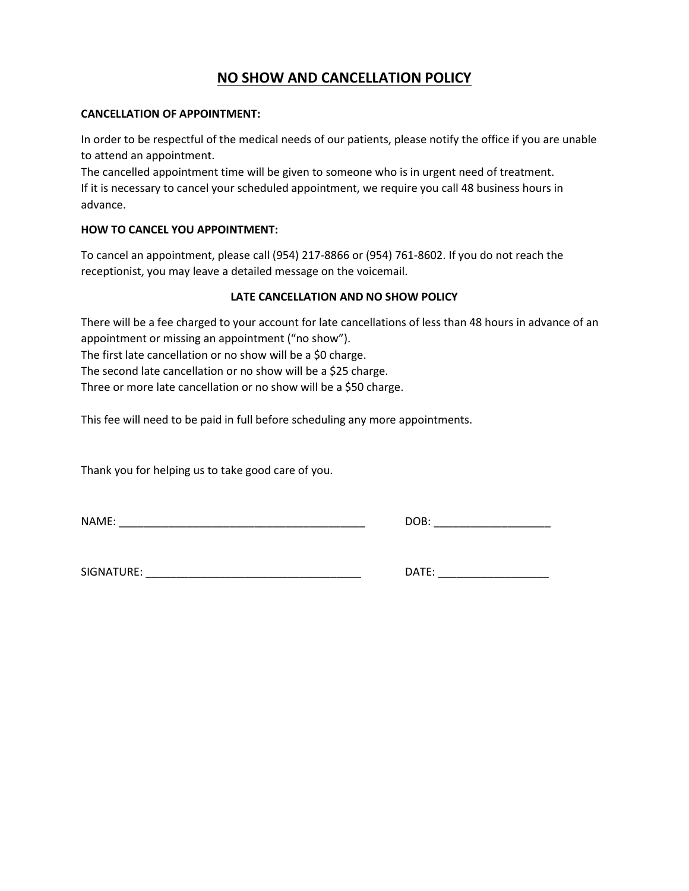# NO SHOW AND CANCELLATION POLICY

**CANCELLATION OF APPOINTMENT:**

In order to be respectful of the medical needs of our patients, please notify the office if you are unable to attend an appointment.
The cancelled appointment time will be given to someone who is in urgent need of treatment.
If it is necessary to cancel your scheduled appointment, we require you call 48 business hours in advance.

**HOW TO CANCEL YOU APPOINTMENT:**

To cancel an appointment, please call (954) 217-8866 or (954) 761-8602. If you do not reach the receptionist, you may leave a detailed message on the voicemail.

**LATE CANCELLATION AND NO SHOW POLICY**

There will be a fee charged to your account for late cancellations of less than 48 hours in advance of an appointment or missing an appointment ("no show").
The first late cancellation or no show will be a $0 charge.
The second late cancellation or no show will be a $25 charge.
Three or more late cancellation or no show will be a $50 charge.

This fee will need to be paid in full before scheduling any more appointments.

Thank you for helping us to take good care of you.

NAME: ________________________________________ DOB: ___________________

SIGNATURE: ___________________________________ DATE: __________________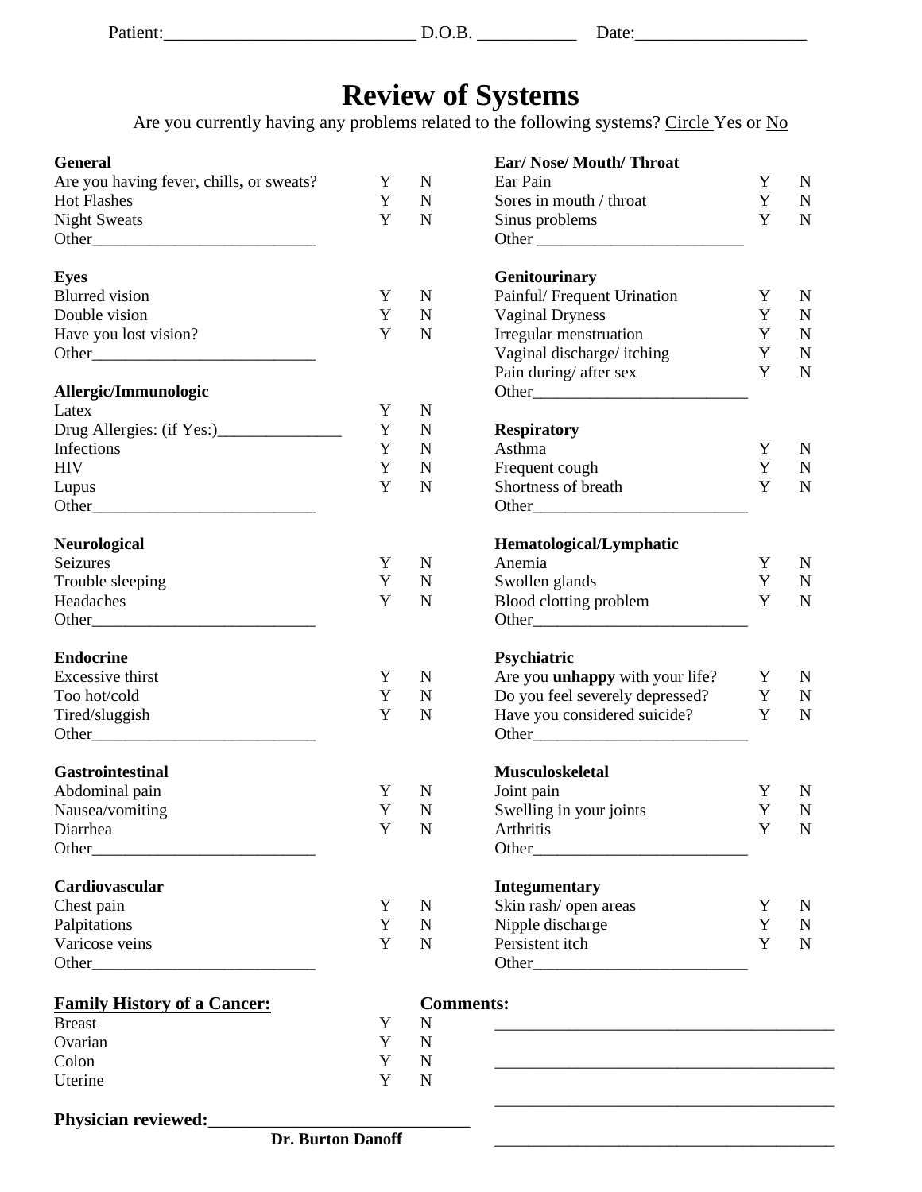Patient:___________________________ D.O.B. ___________ Date:___________________

# Review of Systems

Are you currently having any problems related to the following systems? Circle Yes or No

**General**

| | | |
|---|---|---|
| Are you having fever, chills, or sweats? | Y | N |
| Hot Flashes | Y | N |
| Night Sweats | Y | N |
| Other___________________________ | | |

**Eyes**

| | | |
|---|---|---|
| Blurred vision | Y | N |
| Double vision | Y | N |
| Have you lost vision? | Y | N |
| Other___________________________ | | |

**Allergic/Immunologic**

| | | |
|---|---|---|
| Latex | Y | N |
| Drug Allergies: (if Yes:)_______________ | Y | N |
| Infections | Y | N |
| HIV | Y | N |
| Lupus | Y | N |
| Other___________________________ | | |

**Neurological**

| | | |
|---|---|---|
| Seizures | Y | N |
| Trouble sleeping | Y | N |
| Headaches | Y | N |
| Other___________________________ | | |

**Endocrine**

| | | |
|---|---|---|
| Excessive thirst | Y | N |
| Too hot/cold | Y | N |
| Tired/sluggish | Y | N |
| Other___________________________ | | |

**Gastrointestinal**

| | | |
|---|---|---|
| Abdominal pain | Y | N |
| Nausea/vomiting | Y | N |
| Diarrhea | Y | N |
| Other___________________________ | | |

**Cardiovascular**

| | | |
|---|---|---|
| Chest pain | Y | N |
| Palpitations | Y | N |
| Varicose veins | Y | N |
| Other___________________________ | | |

**Ear/ Nose/ Mouth/ Throat**

| | | |
|---|---|---|
| Ear Pain | Y | N |
| Sores in mouth / throat | Y | N |
| Sinus problems | Y | N |
| Other _________________________ | | |

**Genitourinary**

| | | |
|---|---|---|
| Painful/ Frequent Urination | Y | N |
| Vaginal Dryness | Y | N |
| Irregular menstruation | Y | N |
| Vaginal discharge/ itching | Y | N |
| Pain during/ after sex | Y | N |
| Other__________________________ | | |

**Respiratory**

| | | |
|---|---|---|
| Asthma | Y | N |
| Frequent cough | Y | N |
| Shortness of breath | Y | N |
| Other__________________________ | | |

**Hematological/Lymphatic**

| | | |
|---|---|---|
| Anemia | Y | N |
| Swollen glands | Y | N |
| Blood clotting problem | Y | N |
| Other__________________________ | | |

**Psychiatric**

| | | |
|---|---|---|
| Are you **unhappy** with your life? | Y | N |
| Do you feel severely depressed? | Y | N |
| Have you considered suicide? | Y | N |
| Other__________________________ | | |

**Musculoskeletal**

| | | |
|---|---|---|
| Joint pain | Y | N |
| Swelling in your joints | Y | N |
| Arthritis | Y | N |
| Other__________________________ | | |

**Integumentary**

| | | |
|---|---|---|
| Skin rash/ open areas | Y | N |
| Nipple discharge | Y | N |
| Persistent itch | Y | N |
| Other__________________________ | | |

**Family History of a Cancer:**

| | | |
|---|---|---|
| Breast | Y | N |
| Ovarian | Y | N |
| Colon | Y | N |
| Uterine | Y | N |

**Comments:**

_________________________________________

_________________________________________

_________________________________________

_________________________________________

**Physician reviewed:**______________________________

**Dr. Burton Danoff**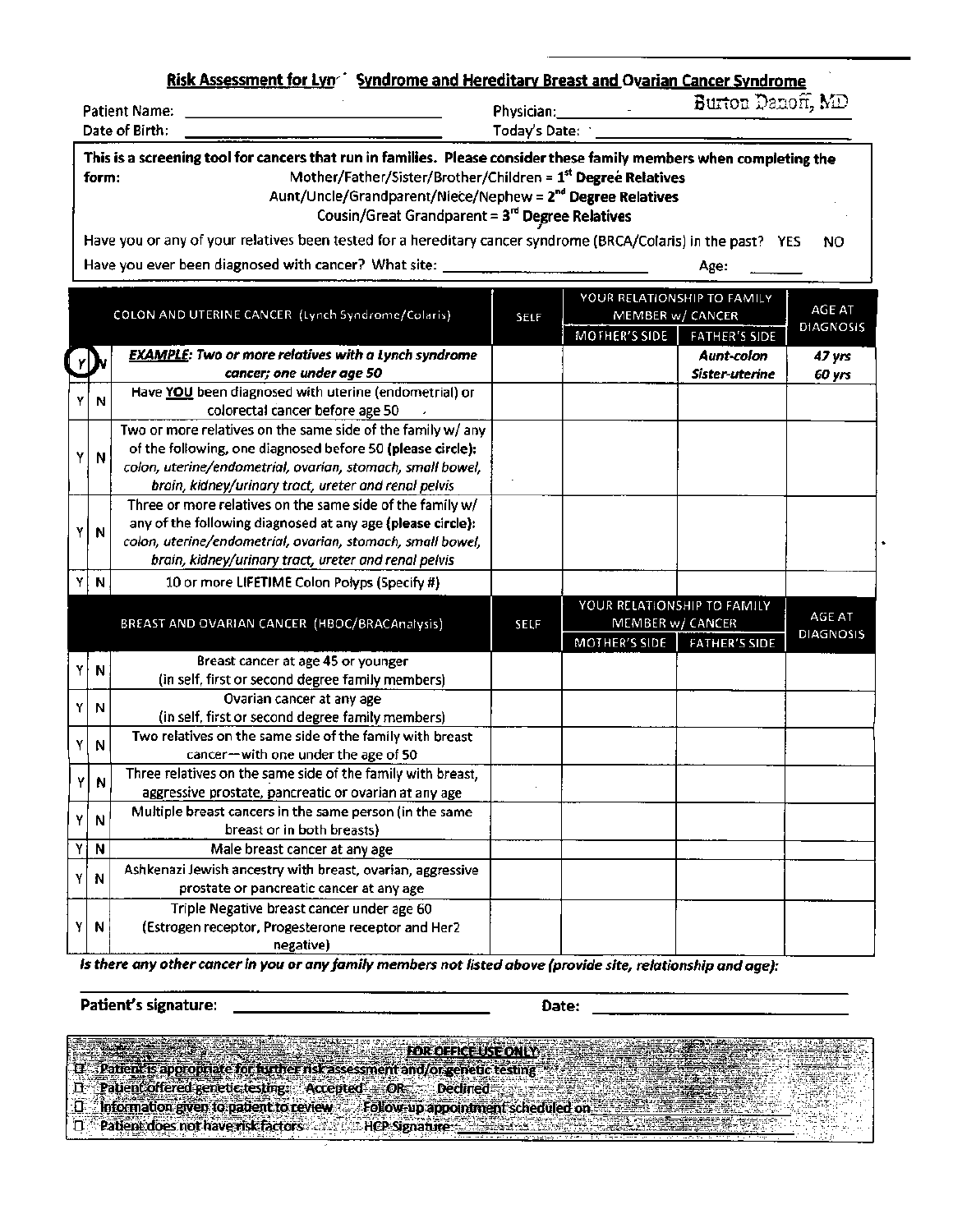## Risk Assessment for Lyn˙ Syndrome and Hereditary Breast and Ovarian Cancer Syndrome

Patient Name: ______________________________ Physician: Burton Danoff, MD

Date of Birth: ______________________________ Today's Date: ______________________________

**This is a screening tool for cancers that run in families. Please consider these family members when completing the form:**

**Mother/Father/Sister/Brother/Children = 1st Degree Relatives**
**Aunt/Uncle/Grandparent/Niece/Nephew = 2nd Degree Relatives**
**Cousin/Great Grandparent = 3rd Degree Relatives**

Have you or any of your relatives been tested for a hereditary cancer syndrome (BRCA/Colaris) in the past? YES NO

Have you ever been diagnosed with cancer? What site: ______________________ Age: ______

| | | COLON AND UTERINE CANCER (Lynch Syndrome/Colaris) | SELF | YOUR RELATIONSHIP TO FAMILY MEMBER w/ CANCER | | AGE AT DIAGNOSIS |
|---|---|---|---|---|---|---|
| | | | | MOTHER'S SIDE | FATHER'S SIDE | |
| (Y) | N | ***EXAMPLE**: Two or more relatives with a Lynch syndrome cancer; one under age 50* | | | *Aunt-colon* *Sister-uterine* | *47 yrs* *60 yrs* |
| Y | N | Have **YOU** been diagnosed with uterine (endometrial) or colorectal cancer before age 50 | | | | |
| Y | N | Two or more relatives on the same side of the family w/ any of the following, one diagnosed before 50 **(please circle):** *colon, uterine/endometrial, ovarian, stomach, small bowel, brain, kidney/urinary tract, ureter and renal pelvis* | | | | |
| Y | N | Three or more relatives on the same side of the family w/ any of the following diagnosed at any age **(please circle):** *colon, uterine/endometrial, ovarian, stomach, small bowel, brain, kidney/urinary tract, ureter and renal pelvis* | | | | |
| Y | N | 10 or more **LIFETIME** Colon Polyps (Specify #) | | | | |

| | | BREAST AND OVARIAN CANCER (HBOC/BRACAnalysis) | SELF | YOUR RELATIONSHIP TO FAMILY MEMBER w/ CANCER | | AGE AT DIAGNOSIS |
|---|---|---|---|---|---|---|
| | | | | MOTHER'S SIDE | FATHER'S SIDE | |
| Y | N | Breast cancer at age 45 or younger (in self, first or second degree family members) | | | | |
| Y | N | Ovarian cancer at any age (in self, first or second degree family members) | | | | |
| Y | N | Two relatives on the same side of the family with breast cancer—with one under the age of 50 | | | | |
| Y | N | Three relatives on the same side of the family with breast, aggressive prostate, pancreatic or ovarian at any age | | | | |
| Y | N | Multiple breast cancers in the same person (in the same breast or in both breasts) | | | | |
| Y | N | Male breast cancer at any age | | | | |
| Y | N | Ashkenazi Jewish ancestry with breast, ovarian, aggressive prostate or pancreatic cancer at any age | | | | |
| Y | N | Triple Negative breast cancer under age 60 (Estrogen receptor, Progesterone receptor and Her2 negative) | | | | |

***Is there any other cancer in you or any family members not listed above (provide site, relationship and age):***

______________________________________________________________

**Patient's signature:** ______________________ **Date:** ______________________

**FOR OFFICE USE ONLY:**

- ☐ Patient is appropriate for further risk assessment and/or genetic testing
- ☐ Patient offered genetic testing: Accepted — OR — Declined
- ☐ Information given to patient to review Follow-up appointment scheduled on ______________
- ☐ Patient does not have risk factors HCP Signature ______________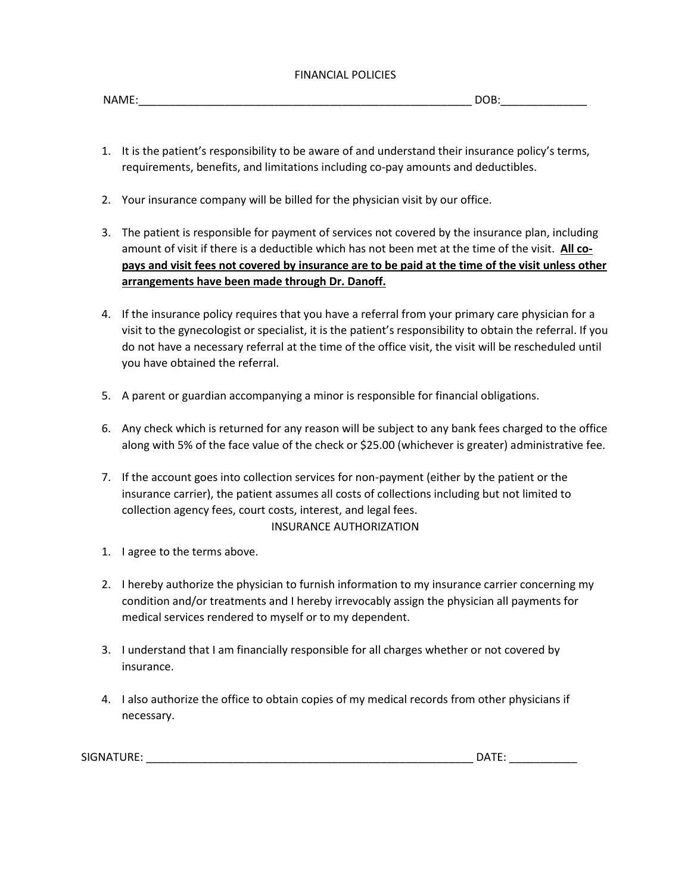# FINANCIAL POLICIES

NAME:_______________________________________________________ DOB:______________

1. It is the patient's responsibility to be aware of and understand their insurance policy's terms, requirements, benefits, and limitations including co-pay amounts and deductibles.

2. Your insurance company will be billed for the physician visit by our office.

3. The patient is responsible for payment of services not covered by the insurance plan, including amount of visit if there is a deductible which has not been met at the time of the visit. **<u>All co-pays and visit fees not covered by insurance are to be paid at the time of the visit unless other arrangements have been made through Dr. Danoff.</u>**

4. If the insurance policy requires that you have a referral from your primary care physician for a visit to the gynecologist or specialist, it is the patient's responsibility to obtain the referral. If you do not have a necessary referral at the time of the office visit, the visit will be rescheduled until you have obtained the referral.

5. A parent or guardian accompanying a minor is responsible for financial obligations.

6. Any check which is returned for any reason will be subject to any bank fees charged to the office along with 5% of the face value of the check or $25.00 (whichever is greater) administrative fee.

7. If the account goes into collection services for non-payment (either by the patient or the insurance carrier), the patient assumes all costs of collections including but not limited to collection agency fees, court costs, interest, and legal fees.

## INSURANCE AUTHORIZATION

1. I agree to the terms above.

2. I hereby authorize the physician to furnish information to my insurance carrier concerning my condition and/or treatments and I hereby irrevocably assign the physician all payments for medical services rendered to myself or to my dependent.

3. I understand that I am financially responsible for all charges whether or not covered by insurance.

4. I also authorize the office to obtain copies of my medical records from other physicians if necessary.

SIGNATURE: _______________________________________________________ DATE: ___________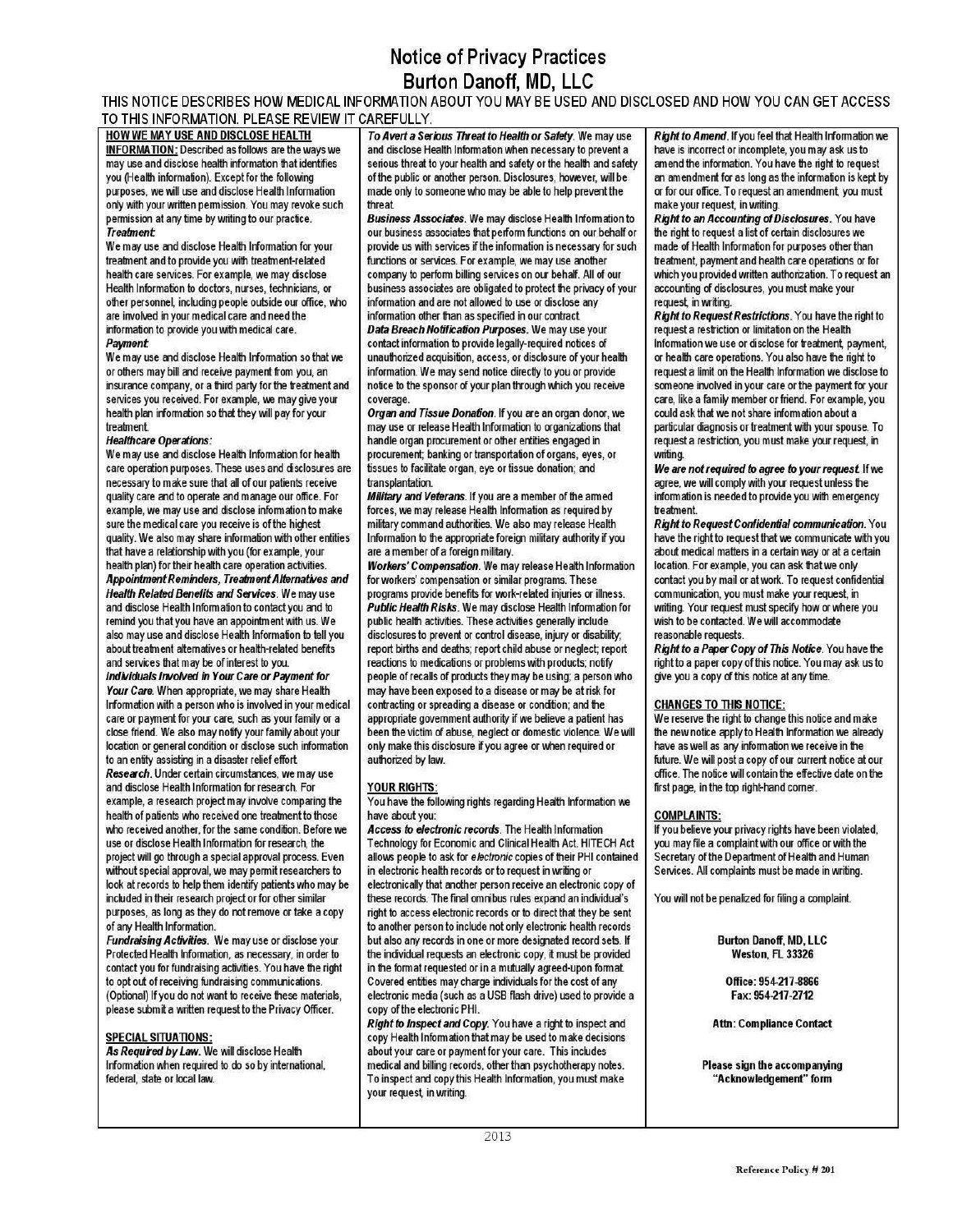# Notice of Privacy Practices

## Burton Danoff, MD, LLC

THIS NOTICE DESCRIBES HOW MEDICAL INFORMATION ABOUT YOU MAY BE USED AND DISCLOSED AND HOW YOU CAN GET ACCESS TO THIS INFORMATION. PLEASE REVIEW IT CAREFULLY.

**HOW WE MAY USE AND DISCLOSE HEALTH INFORMATION:** Described as follows are the ways we may use and disclose health information that identifies you (Health information). Except for the following purposes, we will use and disclose Health Information only with your written permission. You may revoke such permission at any time by writing to our practice.

***Treatment:***
We may use and disclose Health Information for your treatment and to provide you with treatment-related health care services. For example, we may disclose Health Information to doctors, nurses, technicians, or other personnel, including people outside our office, who are involved in your medical care and need the information to provide you with medical care.

***Payment:***
We may use and disclose Health Information so that we or others may bill and receive payment from you, an insurance company, or a third party for the treatment and services you received. For example, we may give your health plan information so that they will pay for your treatment.

***Healthcare Operations:***
We may use and disclose Health Information for health care operation purposes. These uses and disclosures are necessary to make sure that all of our patients receive quality care and to operate and manage our office. For example, we may use and disclose information to make sure the medical care you receive is of the highest quality. We also may share information with other entities that have a relationship with you (for example, your health plan) for their health care operation activities.

***Appointment Reminders, Treatment Alternatives and Health Related Benefits and Services***. We may use and disclose Health Information to contact you and to remind you that you have an appointment with us. We also may use and disclose Health Information to tell you about treatment alternatives or health-related benefits and services that may be of interest to you.

***Individuals Involved in Your Care or Payment for Your Care.*** When appropriate, we may share Health Information with a person who is involved in your medical care or payment for your care, such as your family or a close friend. We also may notify your family about your location or general condition or disclose such information to an entity assisting in a disaster relief effort.

***Research.*** Under certain circumstances, we may use and disclose Health Information for research. For example, a research project may involve comparing the health of patients who received one treatment to those who received another, for the same condition. Before we use or disclose Health Information for research, the project will go through a special approval process. Even without special approval, we may permit researchers to look at records to help them identify patients who may be included in their research project or for other similar purposes, as long as they do not remove or take a copy of any Health Information.

***Fundraising Activities.*** We may use or disclose your Protected Health Information, as necessary, in order to contact you for fundraising activities. You have the right to opt out of receiving fundraising communications. (Optional) If you do not want to receive these materials, please submit a written request to the Privacy Officer.

**SPECIAL SITUATIONS:**

***As Required by Law.*** We will disclose Health Information when required to do so by international, federal, state or local law.

***To Avert a Serious Threat to Health or Safety.*** We may use and disclose Health Information when necessary to prevent a serious threat to your health and safety or the health and safety of the public or another person. Disclosures, however, will be made only to someone who may be able to help prevent the threat.

***Business Associates.*** We may disclose Health Information to our business associates that perform functions on our behalf or provide us with services if the information is necessary for such functions or services. For example, we may use another company to perform billing services on our behalf. All of our business associates are obligated to protect the privacy of your information and are not allowed to use or disclose any information other than as specified in our contract.

***Data Breach Notification Purposes.*** We may use your contact information to provide legally-required notices of unauthorized acquisition, access, or disclosure of your health information. We may send notice directly to you or provide notice to the sponsor of your plan through which you receive coverage.

***Organ and Tissue Donation.*** If you are an organ donor, we may use or release Health Information to organizations that handle organ procurement or other entities engaged in procurement; banking or transportation of organs, eyes, or tissues to facilitate organ, eye or tissue donation; and transplantation.

***Military and Veterans.*** If you are a member of the armed forces, we may release Health Information as required by military command authorities. We also may release Health Information to the appropriate foreign military authority if you are a member of a foreign military.

***Workers' Compensation.*** We may release Health Information for workers' compensation or similar programs. These programs provide benefits for work-related injuries or illness.

***Public Health Risks.*** We may disclose Health Information for public health activities. These activities generally include disclosures to prevent or control disease, injury or disability; report births and deaths; report child abuse or neglect; report reactions to medications or problems with products; notify people of recalls of products they may be using; a person who may have been exposed to a disease or may be at risk for contracting or spreading a disease or condition; and the appropriate government authority if we believe a patient has been the victim of abuse, neglect or domestic violence. We will only make this disclosure if you agree or when required or authorized by law.

**YOUR RIGHTS:**

You have the following rights regarding Health Information we have about you:

***Access to electronic records.*** The Health Information Technology for Economic and Clinical Health Act. HITECH Act allows people to ask for *electronic* copies of their PHI contained in electronic health records or to request in writing or electronically that another person receive an electronic copy of these records. The final omnibus rules expand an individual's right to access electronic records or to direct that they be sent to another person to include not only electronic health records but also any records in one or more designated record sets. If the individual requests an electronic copy, it must be provided in the format requested or in a mutually agreed-upon format. Covered entities may charge individuals for the cost of any electronic media (such as a USB flash drive) used to provide a copy of the electronic PHI.

***Right to Inspect and Copy.*** You have a right to inspect and copy Health Information that may be used to make decisions about your care or payment for your care. This includes medical and billing records, other than psychotherapy notes. To inspect and copy this Health Information, you must make your request, in writing.

***Right to Amend.*** If you feel that Health Information we have is incorrect or incomplete, you may ask us to amend the information. You have the right to request an amendment for as long as the information is kept by or for our office. To request an amendment, you must make your request, in writing.

***Right to an Accounting of Disclosures.*** You have the right to request a list of certain disclosures we made of Health Information for purposes other than treatment, payment and health care operations or for which you provided written authorization. To request an accounting of disclosures, you must make your request, in writing.

***Right to Request Restrictions.*** You have the right to request a restriction or limitation on the Health Information we use or disclose for treatment, payment, or health care operations. You also have the right to request a limit on the Health Information we disclose to someone involved in your care or the payment for your care, like a family member or friend. For example, you could ask that we not share information about a particular diagnosis or treatment with your spouse. To request a restriction, you must make your request, in writing.

***We are not required to agree to your request.*** If we agree, we will comply with your request unless the information is needed to provide you with emergency treatment.

***Right to Request Confidential communication.*** You have the right to request that we communicate with you about medical matters in a certain way or at a certain location. For example, you can ask that we only contact you by mail or at work. To request confidential communication, you must make your request, in writing. Your request must specify how or where you wish to be contacted. We will accommodate reasonable requests.

***Right to a Paper Copy of This Notice.*** You have the right to a paper copy of this notice. You may ask us to give you a copy of this notice at any time.

**CHANGES TO THIS NOTICE:**

We reserve the right to change this notice and make the new notice apply to Health Information we already have as well as any information we receive in the future. We will post a copy of our current notice at our office. The notice will contain the effective date on the first page, in the top right-hand corner.

**COMPLAINTS:**

If you believe your privacy rights have been violated, you may file a complaint with our office or with the Secretary of the Department of Health and Human Services. All complaints must be made in writing.

You will not be penalized for filing a complaint.

**Burton Danoff, MD, LLC**
**Weston, FL 33326**

**Office: 954-217-8866**
**Fax: 954-217-2712**

**Attn: Compliance Contact**

**Please sign the accompanying "Acknowledgement" form**

2013

Reference Policy # 201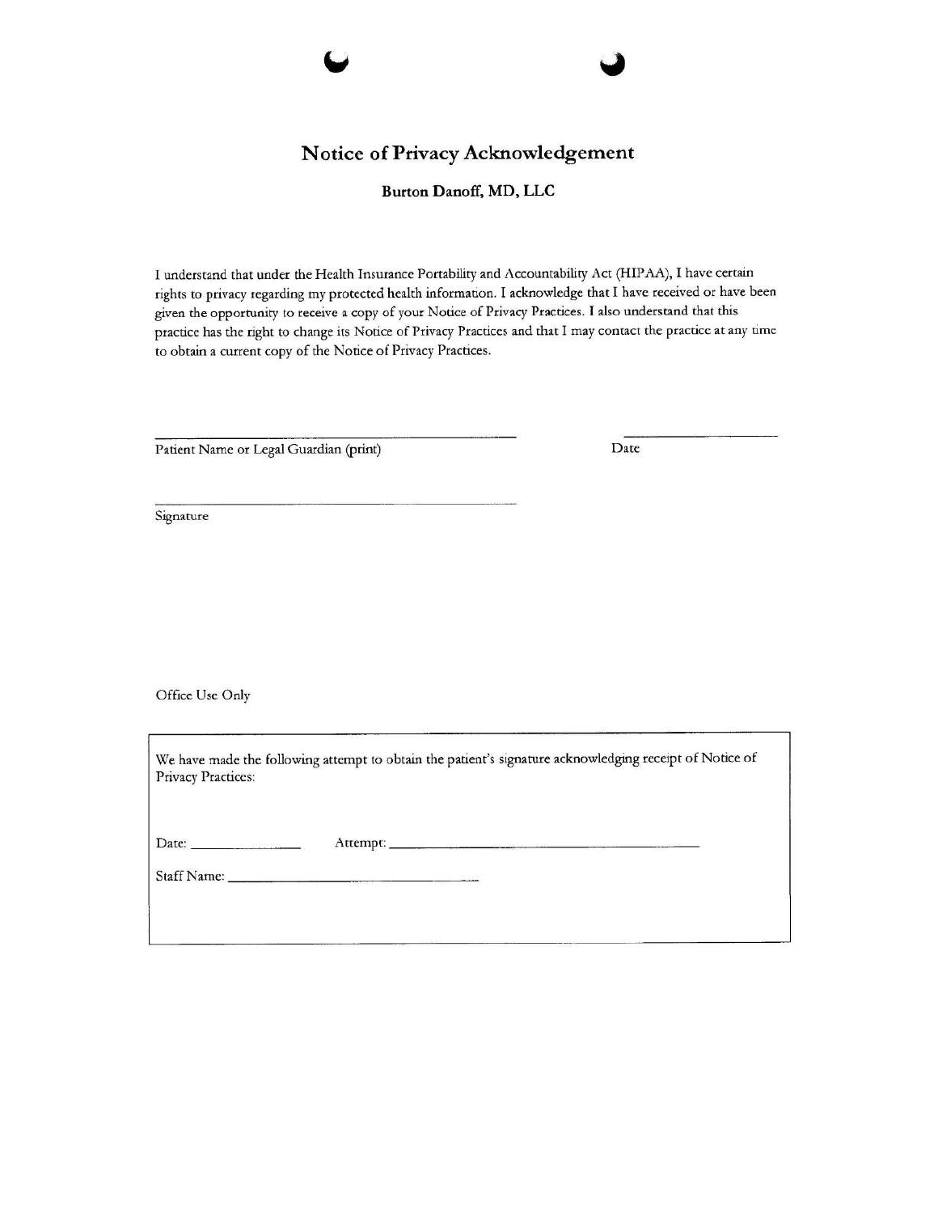# Notice of Privacy Acknowledgement

**Burton Danoff, MD, LLC**

I understand that under the Health Insurance Portability and Accountability Act (HIPAA), I have certain rights to privacy regarding my protected health information. I acknowledge that I have received or have been given the opportunity to receive a copy of your Notice of Privacy Practices. I also understand that this practice has the right to change its Notice of Privacy Practices and that I may contact the practice at any time to obtain a current copy of the Notice of Privacy Practices.

\_\_\_\_\_\_\_\_\_\_\_\_\_\_\_\_\_\_\_\_\_\_\_\_\_\_\_\_\_\_\_\_\_\_\_\_\_\_\_\_ \_\_\_\_\_\_\_\_\_\_\_\_\_\_\_\_\_\_\_\_

Patient Name or Legal Guardian (print) Date

\_\_\_\_\_\_\_\_\_\_\_\_\_\_\_\_\_\_\_\_\_\_\_\_\_\_\_\_\_\_\_\_\_\_\_\_\_\_\_\_

Signature

Office Use Only

We have made the following attempt to obtain the patient's signature acknowledging receipt of Notice of Privacy Practices:

Date: \_\_\_\_\_\_\_\_\_\_\_\_\_\_ Attempt: \_\_\_\_\_\_\_\_\_\_\_\_\_\_\_\_\_\_\_\_\_\_\_\_\_\_\_\_\_\_\_\_\_\_\_\_

Staff Name: \_\_\_\_\_\_\_\_\_\_\_\_\_\_\_\_\_\_\_\_\_\_\_\_\_\_\_\_\_\_\_\_